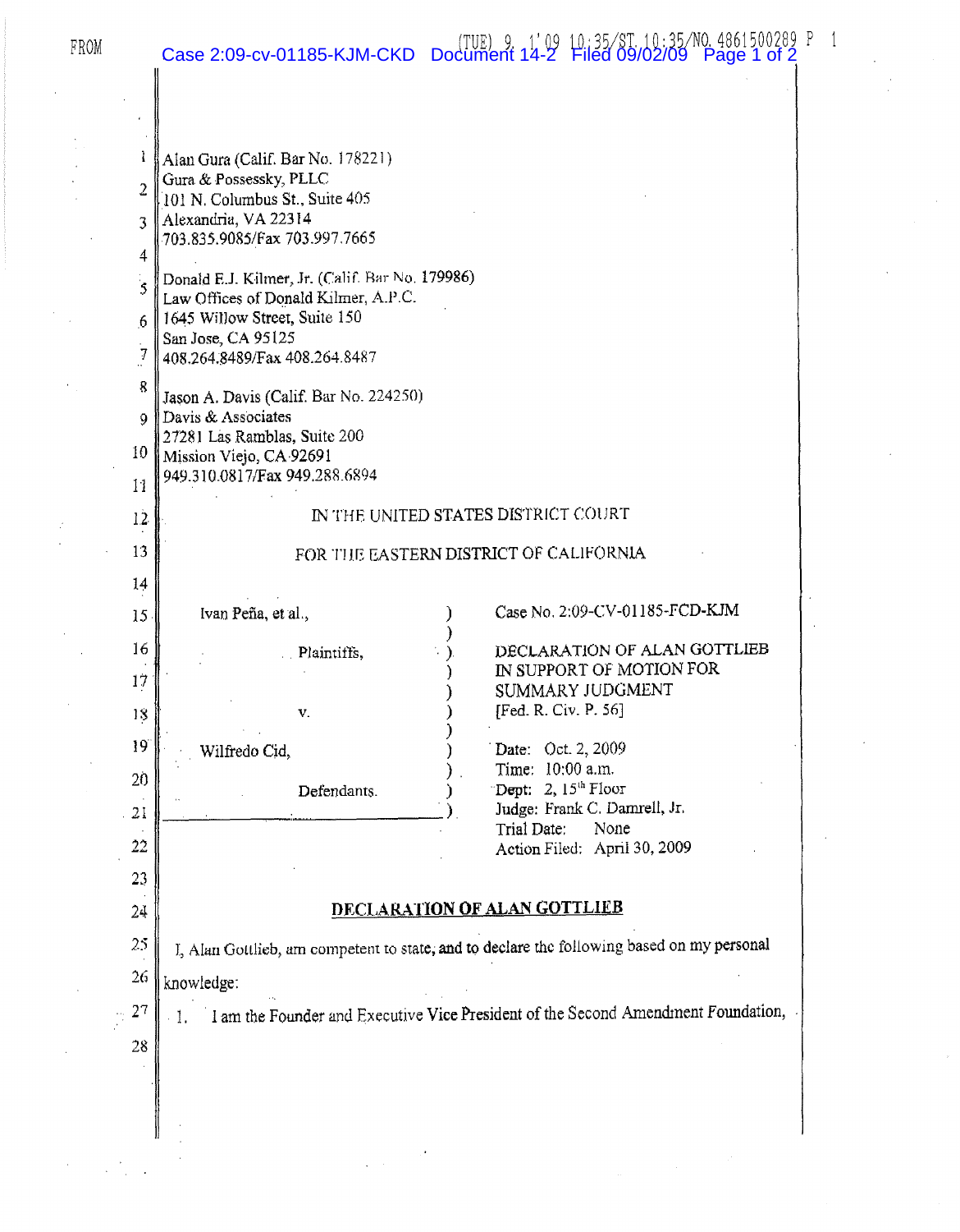Alan Gura (Calif. Bar No. 178221)
Gura & Possessky, PLLC
101 N. Columbus St., Suite 405
Alexandria, VA 22314
703.835.9085/Fax 703.997.7665

Donald E.J. Kilmer, Jr. (Calif. Bar No. 179986)
Law Offices of Donald Kilmer, A.P.C.
1645 Willow Street, Suite 150
San Jose, CA 95125
408.264.8489/Fax 408.264.8487

Jason A. Davis (Calif. Bar No. 224250)
Davis & Associates
27281 Las Ramblas, Suite 200
Mission Viejo, CA 92691
949.310.0817/Fax 949.288.6894

IN THE UNITED STATES DISTRICT COURT

FOR THE EASTERN DISTRICT OF CALIFORNIA

| | |
|---|---|
| Ivan Peña, et al., | Case No. 2:09-CV-01185-FCD-KJM |
| Plaintiffs, | DECLARATION OF ALAN GOTTLIEB IN SUPPORT OF MOTION FOR SUMMARY JUDGMENT [Fed. R. Civ. P. 56] |
| v. | |
| Wilfredo Cid, | Date: Oct. 2, 2009<br>Time: 10:00 a.m.<br>Dept: 2, 15th Floor<br>Judge: Frank C. Damrell, Jr.<br>Trial Date: None<br>Action Filed: April 30, 2009 |
| Defendants. | |

## DECLARATION OF ALAN GOTTLIEB

I, Alan Gottlieb, am competent to state, and to declare the following based on my personal knowledge:

1. I am the Founder and Executive Vice President of the Second Amendment Foundation,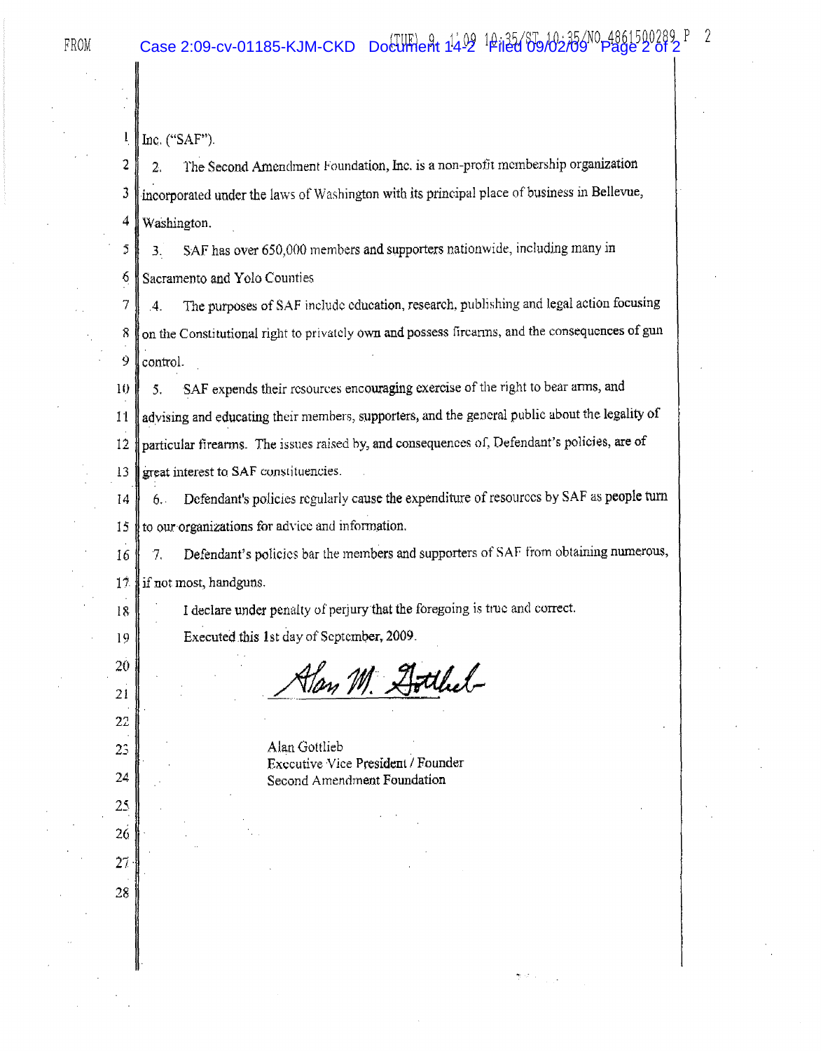Inc. ("SAF").

2. The Second Amendment Foundation, Inc. is a non-profit membership organization incorporated under the laws of Washington with its principal place of business in Bellevue, Washington.

3. SAF has over 650,000 members and supporters nationwide, including many in Sacramento and Yolo Counties

4. The purposes of SAF include education, research, publishing and legal action focusing on the Constitutional right to privately own and possess firearms, and the consequences of gun control.

5. SAF expends their resources encouraging exercise of the right to bear arms, and advising and educating their members, supporters, and the general public about the legality of particular firearms. The issues raised by, and consequences of, Defendant's policies, are of great interest to SAF constituencies.

6. Defendant's policies regularly cause the expenditure of resources by SAF as people turn to our organizations for advice and information.

7. Defendant's policies bar the members and supporters of SAF from obtaining numerous, if not most, handguns.

I declare under penalty of perjury that the foregoing is true and correct.

Executed this 1st day of September, 2009.

Alan M. Gottlieb

Alan Gottlieb
Executive Vice President / Founder
Second Amendment Foundation